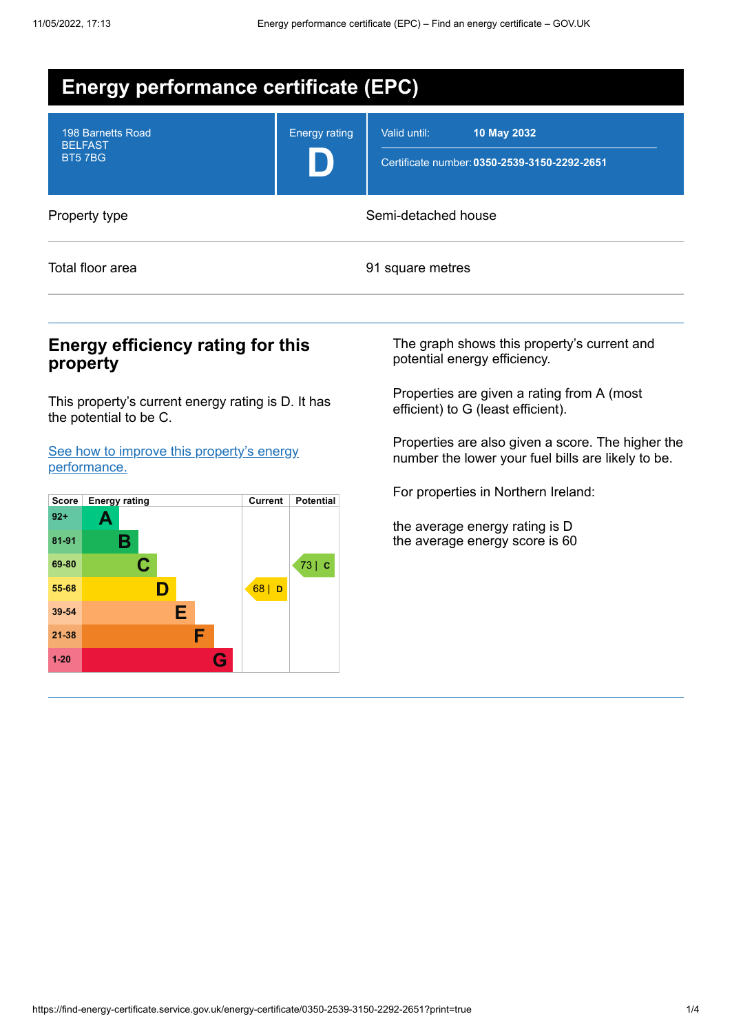# Energy performance certificate (EPC)

| | | |
|---|---|---|
| 198 Barnetts Road<br>BELFAST<br>BT5 7BG | Energy rating<br>**D** | Valid until: **10 May 2032**<br>Certificate number: **0350-2539-3150-2292-2651** |

| | |
|---|---|
| Property type | Semi-detached house |
| Total floor area | 91 square metres |

## Energy efficiency rating for this property

This property's current energy rating is D. It has the potential to be C.

[See how to improve this property's energy performance.]

| Score | Energy rating | Current | Potential |
|---|---|---|---|
| 92+ | A | | |
| 81-91 | B | | |
| 69-80 | C | | 73 \| C |
| 55-68 | D | 68 \| D | |
| 39-54 | E | | |
| 21-38 | F | | |
| 1-20 | G | | |

The graph shows this property's current and potential energy efficiency.

Properties are given a rating from A (most efficient) to G (least efficient).

Properties are also given a score. The higher the number the lower your fuel bills are likely to be.

For properties in Northern Ireland:

the average energy rating is D
the average energy score is 60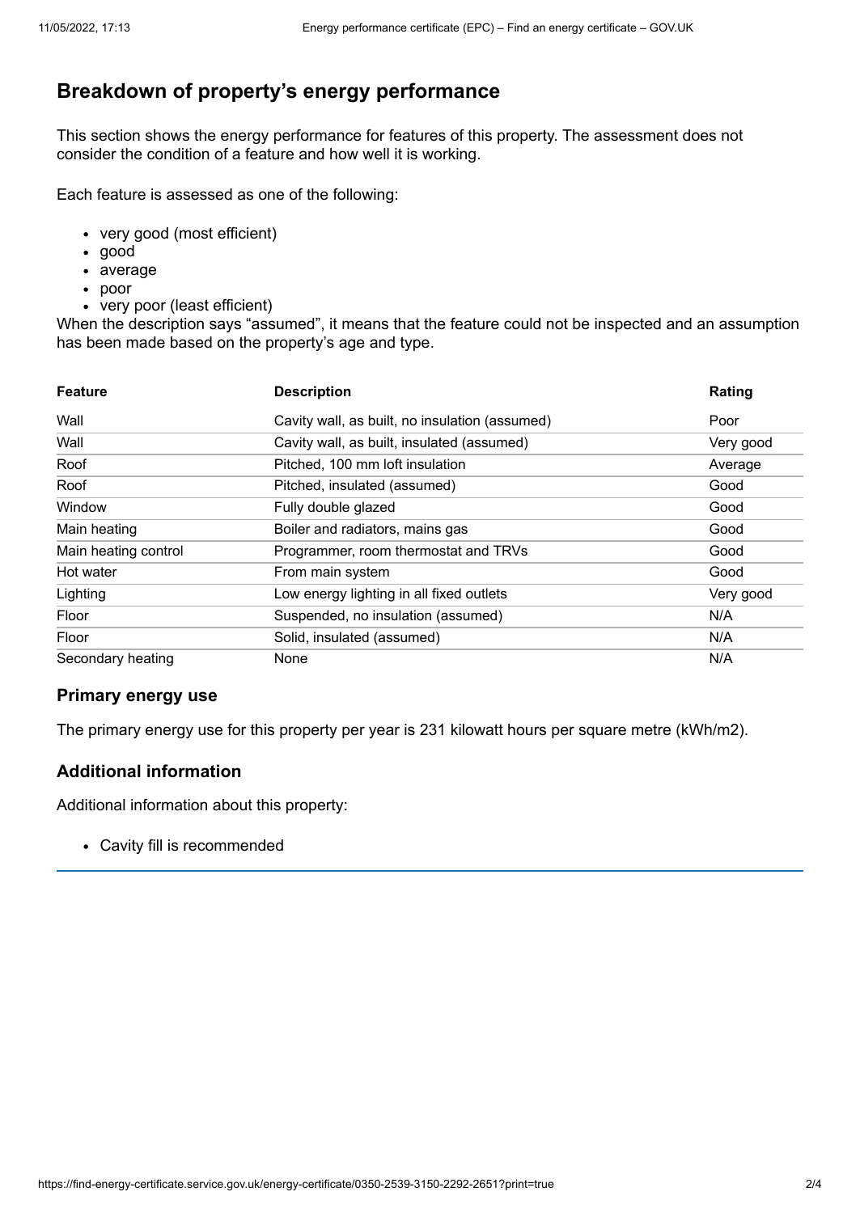## Breakdown of property's energy performance

This section shows the energy performance for features of this property. The assessment does not consider the condition of a feature and how well it is working.

Each feature is assessed as one of the following:

- very good (most efficient)
- good
- average
- poor
- very poor (least efficient)

When the description says "assumed", it means that the feature could not be inspected and an assumption has been made based on the property's age and type.

| Feature | Description | Rating |
|---|---|---|
| Wall | Cavity wall, as built, no insulation (assumed) | Poor |
| Wall | Cavity wall, as built, insulated (assumed) | Very good |
| Roof | Pitched, 100 mm loft insulation | Average |
| Roof | Pitched, insulated (assumed) | Good |
| Window | Fully double glazed | Good |
| Main heating | Boiler and radiators, mains gas | Good |
| Main heating control | Programmer, room thermostat and TRVs | Good |
| Hot water | From main system | Good |
| Lighting | Low energy lighting in all fixed outlets | Very good |
| Floor | Suspended, no insulation (assumed) | N/A |
| Floor | Solid, insulated (assumed) | N/A |
| Secondary heating | None | N/A |

### Primary energy use

The primary energy use for this property per year is 231 kilowatt hours per square metre (kWh/m2).

### Additional information

Additional information about this property:

- Cavity fill is recommended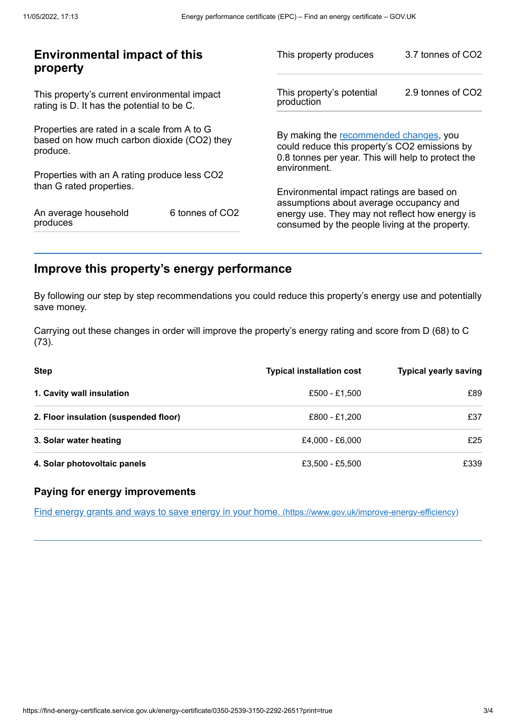## Environmental impact of this property

This property's current environmental impact rating is D. It has the potential to be C.

Properties are rated in a scale from A to G based on how much carbon dioxide ($CO_2$) they produce.

Properties with an A rating produce less $CO_2$ than G rated properties.

| | |
|---|---|
| An average household produces | 6 tonnes of $CO_2$ |

| | |
|---|---|
| This property produces | 3.7 tonnes of $CO_2$ |
| This property's potential production | 2.9 tonnes of $CO_2$ |

By making the recommended changes, you could reduce this property's $CO_2$ emissions by 0.8 tonnes per year. This will help to protect the environment.

Environmental impact ratings are based on assumptions about average occupancy and energy use. They may not reflect how energy is consumed by the people living at the property.

## Improve this property's energy performance

By following our step by step recommendations you could reduce this property's energy use and potentially save money.

Carrying out these changes in order will improve the property's energy rating and score from D (68) to C (73).

| Step | Typical installation cost | Typical yearly saving |
|---|---|---|
| **1. Cavity wall insulation** | £500 - £1,500 | £89 |
| **2. Floor insulation (suspended floor)** | £800 - £1,200 | £37 |
| **3. Solar water heating** | £4,000 - £6,000 | £25 |
| **4. Solar photovoltaic panels** | £3,500 - £5,500 | £339 |

### Paying for energy improvements

Find energy grants and ways to save energy in your home. (https://www.gov.uk/improve-energy-efficiency)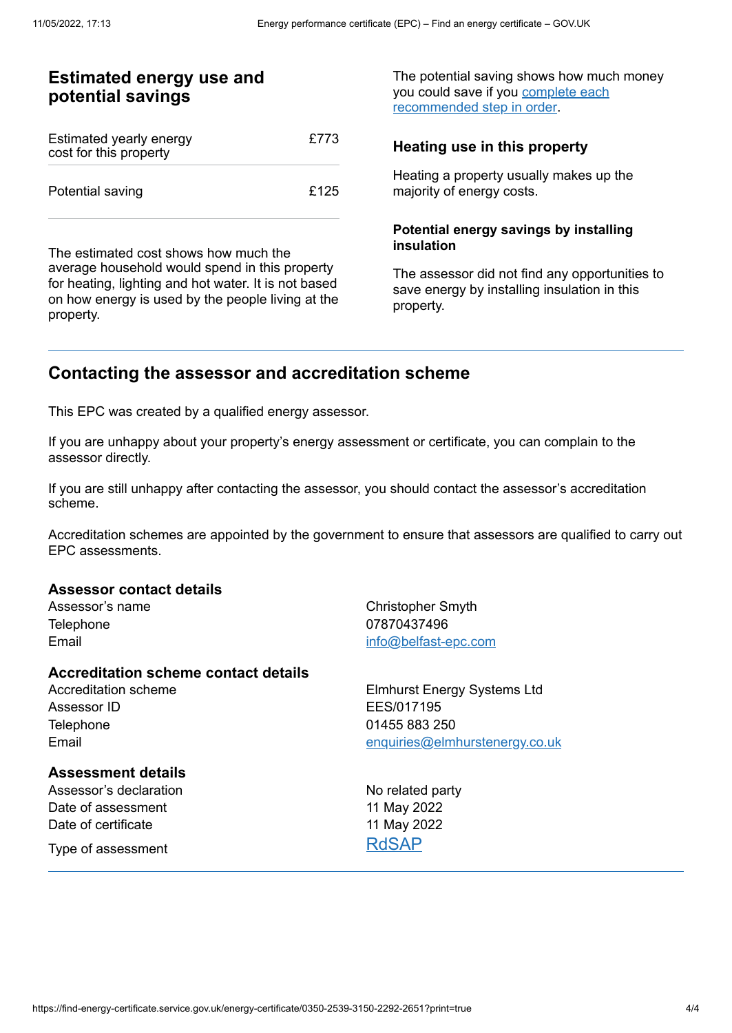## Estimated energy use and potential savings

| | |
|---|---|
| Estimated yearly energy cost for this property | £773 |
| Potential saving | £125 |

The estimated cost shows how much the average household would spend in this property for heating, lighting and hot water. It is not based on how energy is used by the people living at the property.

The potential saving shows how much money you could save if you [complete each recommended step in order](#).

### Heating use in this property

Heating a property usually makes up the majority of energy costs.

#### Potential energy savings by installing insulation

The assessor did not find any opportunities to save energy by installing insulation in this property.

## Contacting the assessor and accreditation scheme

This EPC was created by a qualified energy assessor.

If you are unhappy about your property's energy assessment or certificate, you can complain to the assessor directly.

If you are still unhappy after contacting the assessor, you should contact the assessor's accreditation scheme.

Accreditation schemes are appointed by the government to ensure that assessors are qualified to carry out EPC assessments.

### Assessor contact details

| | |
|---|---|
| Assessor's name | Christopher Smyth |
| Telephone | 07870437496 |
| Email | info@belfast-epc.com |

### Accreditation scheme contact details

| | |
|---|---|
| Accreditation scheme | Elmhurst Energy Systems Ltd |
| Assessor ID | EES/017195 |
| Telephone | 01455 883 250 |
| Email | enquiries@elmhurstenergy.co.uk |

### Assessment details

| | |
|---|---|
| Assessor's declaration | No related party |
| Date of assessment | 11 May 2022 |
| Date of certificate | 11 May 2022 |
| Type of assessment | RdSAP |